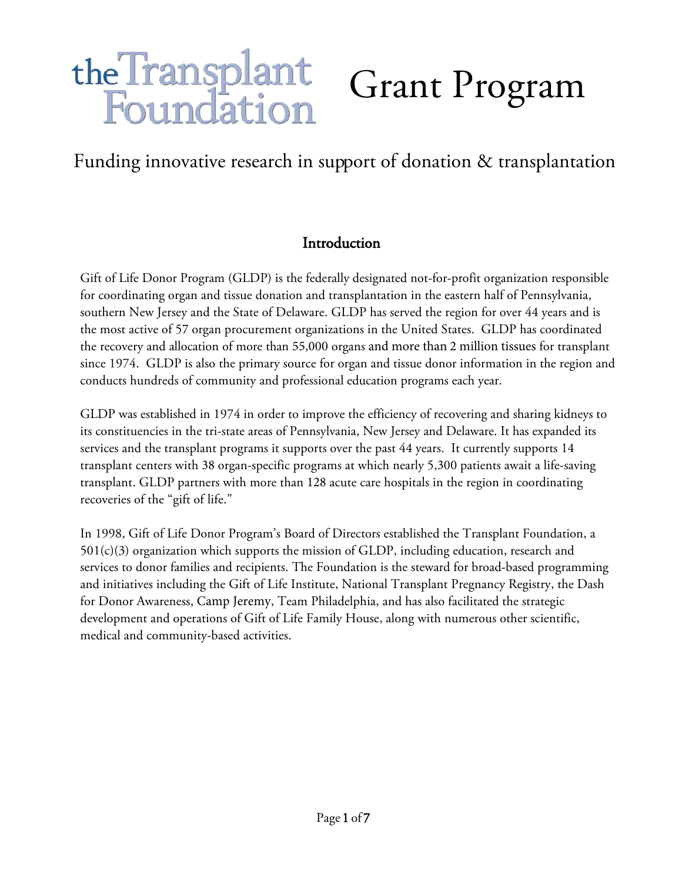# the Transplant Foundation Grant Program

## Funding innovative research in support of donation & transplantation

### Introduction

Gift of Life Donor Program (GLDP) is the federally designated not-for-profit organization responsible for coordinating organ and tissue donation and transplantation in the eastern half of Pennsylvania, southern New Jersey and the State of Delaware. GLDP has served the region for over 44 years and is the most active of 57 organ procurement organizations in the United States. GLDP has coordinated the recovery and allocation of more than 55,000 organs and more than 2 million tissues for transplant since 1974. GLDP is also the primary source for organ and tissue donor information in the region and conducts hundreds of community and professional education programs each year.

GLDP was established in 1974 in order to improve the efficiency of recovering and sharing kidneys to its constituencies in the tri-state areas of Pennsylvania, New Jersey and Delaware. It has expanded its services and the transplant programs it supports over the past 44 years. It currently supports 14 transplant centers with 38 organ-specific programs at which nearly 5,300 patients await a life-saving transplant. GLDP partners with more than 128 acute care hospitals in the region in coordinating recoveries of the "gift of life."

In 1998, Gift of Life Donor Program's Board of Directors established the Transplant Foundation, a 501(c)(3) organization which supports the mission of GLDP, including education, research and services to donor families and recipients. The Foundation is the steward for broad-based programming and initiatives including the Gift of Life Institute, National Transplant Pregnancy Registry, the Dash for Donor Awareness, Camp Jeremy, Team Philadelphia, and has also facilitated the strategic development and operations of Gift of Life Family House, along with numerous other scientific, medical and community-based activities.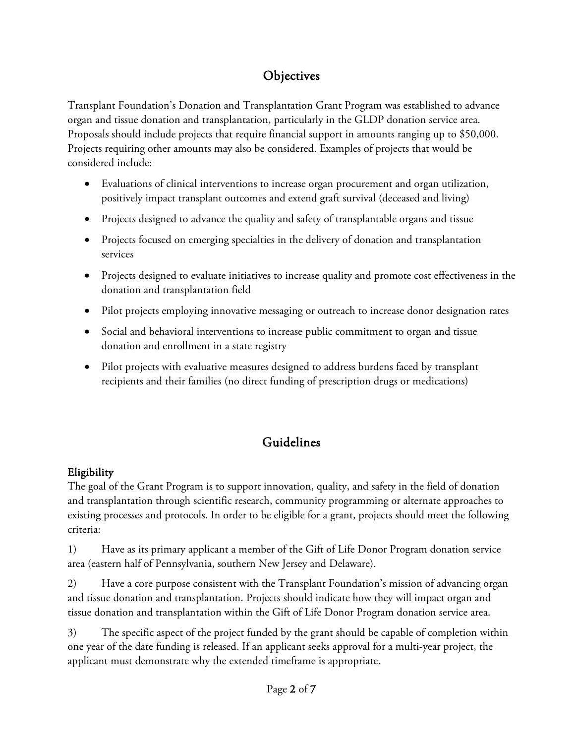## Objectives

Transplant Foundation's Donation and Transplantation Grant Program was established to advance organ and tissue donation and transplantation, particularly in the GLDP donation service area. Proposals should include projects that require financial support in amounts ranging up to $50,000. Projects requiring other amounts may also be considered. Examples of projects that would be considered include:

- Evaluations of clinical interventions to increase organ procurement and organ utilization, positively impact transplant outcomes and extend graft survival (deceased and living)
- Projects designed to advance the quality and safety of transplantable organs and tissue
- Projects focused on emerging specialties in the delivery of donation and transplantation services
- Projects designed to evaluate initiatives to increase quality and promote cost effectiveness in the donation and transplantation field
- Pilot projects employing innovative messaging or outreach to increase donor designation rates
- Social and behavioral interventions to increase public commitment to organ and tissue donation and enrollment in a state registry
- Pilot projects with evaluative measures designed to address burdens faced by transplant recipients and their families (no direct funding of prescription drugs or medications)

## Guidelines

### Eligibility

The goal of the Grant Program is to support innovation, quality, and safety in the field of donation and transplantation through scientific research, community programming or alternate approaches to existing processes and protocols. In order to be eligible for a grant, projects should meet the following criteria:

1) Have as its primary applicant a member of the Gift of Life Donor Program donation service area (eastern half of Pennsylvania, southern New Jersey and Delaware).

2) Have a core purpose consistent with the Transplant Foundation's mission of advancing organ and tissue donation and transplantation. Projects should indicate how they will impact organ and tissue donation and transplantation within the Gift of Life Donor Program donation service area.

3) The specific aspect of the project funded by the grant should be capable of completion within one year of the date funding is released. If an applicant seeks approval for a multi-year project, the applicant must demonstrate why the extended timeframe is appropriate.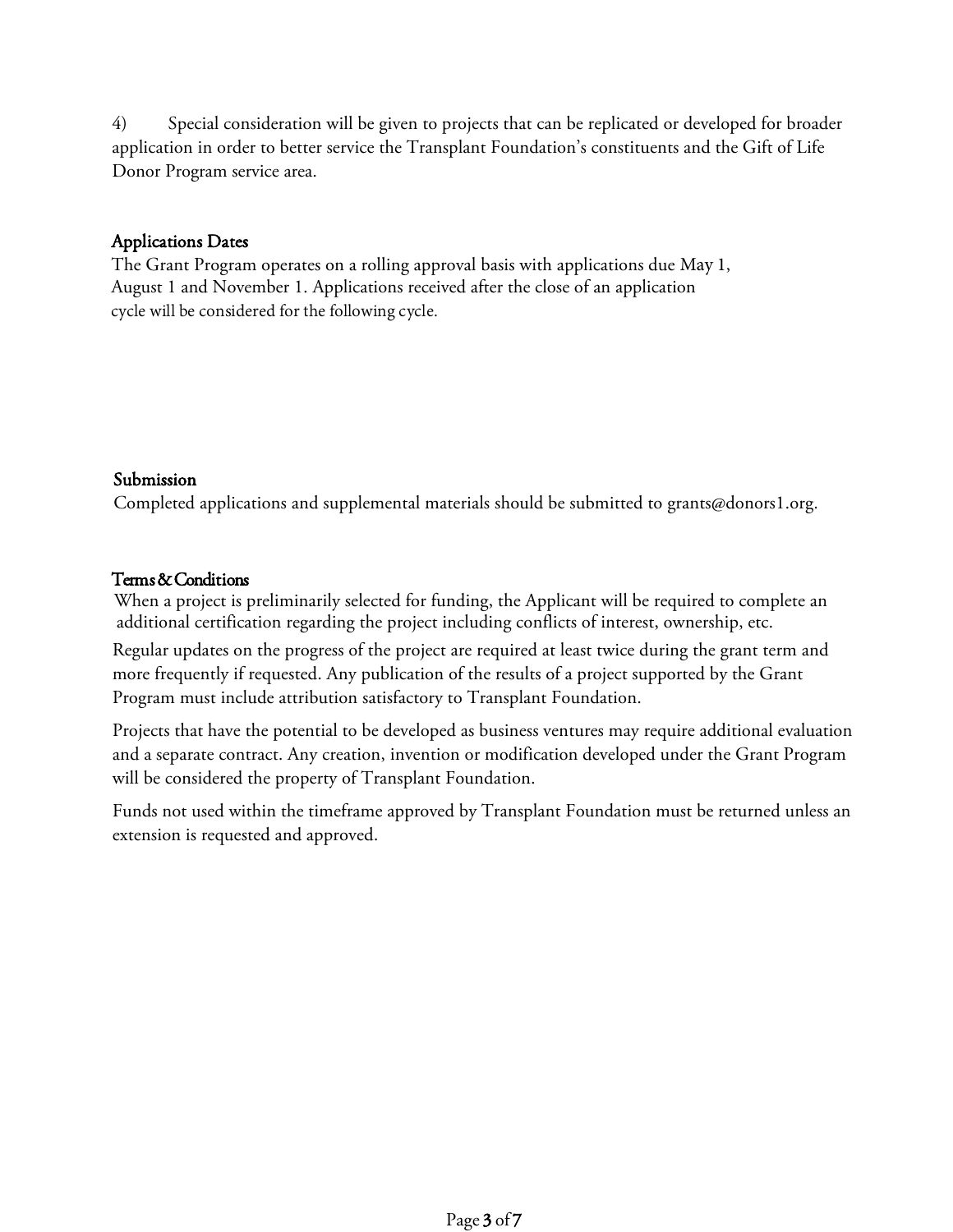4) Special consideration will be given to projects that can be replicated or developed for broader application in order to better service the Transplant Foundation's constituents and the Gift of Life Donor Program service area.

## Applications Dates

The Grant Program operates on a rolling approval basis with applications due May 1, August 1 and November 1. Applications received after the close of an application cycle will be considered for the following cycle.

## Submission

Completed applications and supplemental materials should be submitted to grants@donors1.org.

## Terms & Conditions

When a project is preliminarily selected for funding, the Applicant will be required to complete an additional certification regarding the project including conflicts of interest, ownership, etc.

Regular updates on the progress of the project are required at least twice during the grant term and more frequently if requested. Any publication of the results of a project supported by the Grant Program must include attribution satisfactory to Transplant Foundation.

Projects that have the potential to be developed as business ventures may require additional evaluation and a separate contract. Any creation, invention or modification developed under the Grant Program will be considered the property of Transplant Foundation.

Funds not used within the timeframe approved by Transplant Foundation must be returned unless an extension is requested and approved.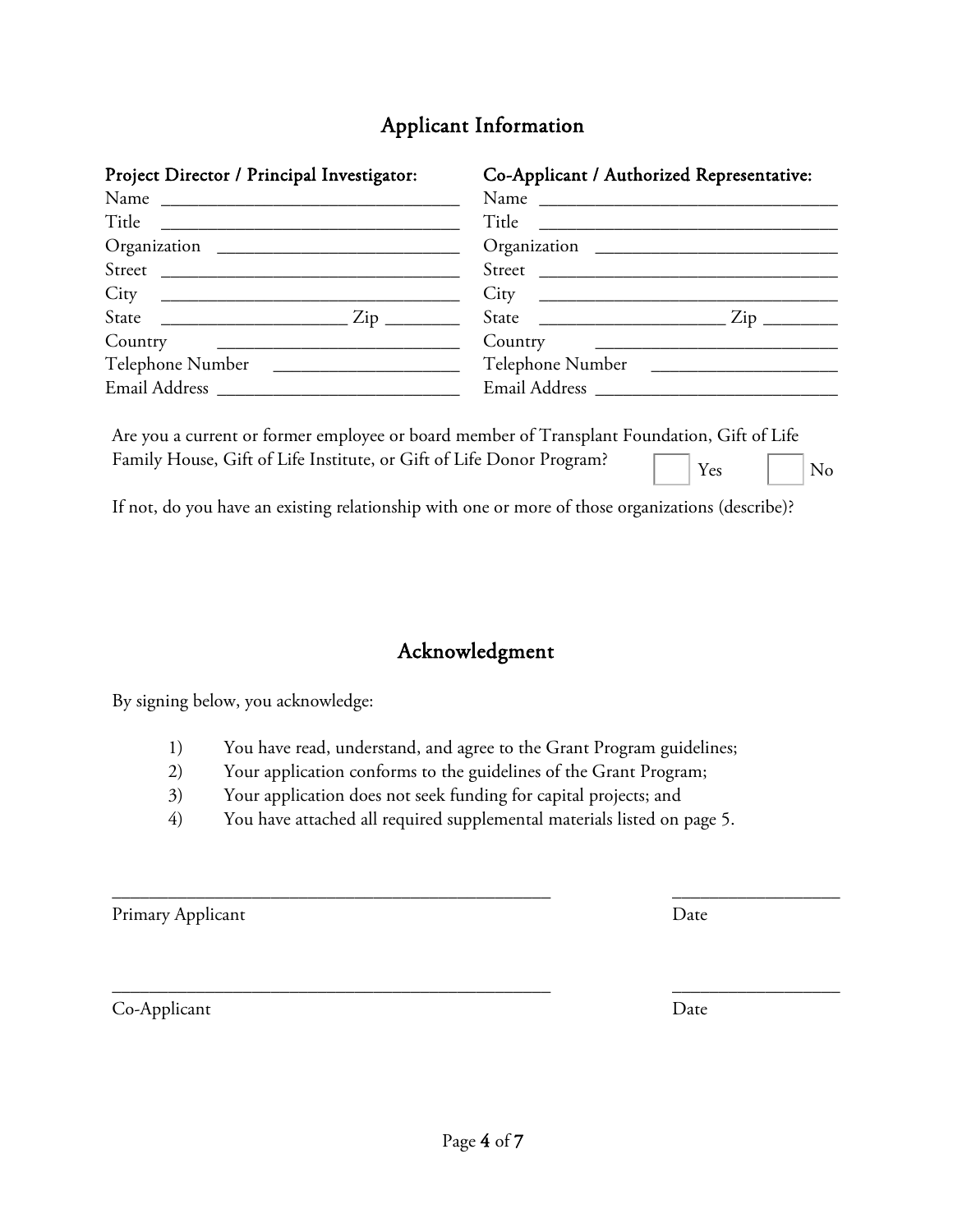## Applicant Information

**Project Director / Principal Investigator:**

Name ________________________________
Title ________________________________
Organization __________________________
Street _______________________________
City ________________________________
State ____________________ Zip ________
Country __________________________
Telephone Number ___________________
Email Address _________________________

**Co-Applicant / Authorized Representative:**

Name ________________________________
Title ________________________________
Organization __________________________
Street _______________________________
City ________________________________
State ____________________ Zip ________
Country __________________________
Telephone Number ___________________
Email Address _________________________

Are you a current or former employee or board member of Transplant Foundation, Gift of Life Family House, Gift of Life Institute, or Gift of Life Donor Program? ☐ Yes ☐ No

If not, do you have an existing relationship with one or more of those organizations (describe)?

## Acknowledgment

By signing below, you acknowledge:

1) You have read, understand, and agree to the Grant Program guidelines;
2) Your application conforms to the guidelines of the Grant Program;
3) Your application does not seek funding for capital projects; and
4) You have attached all required supplemental materials listed on page 5.

_______________________________________________ __________________
Primary Applicant Date

_______________________________________________ __________________
Co-Applicant Date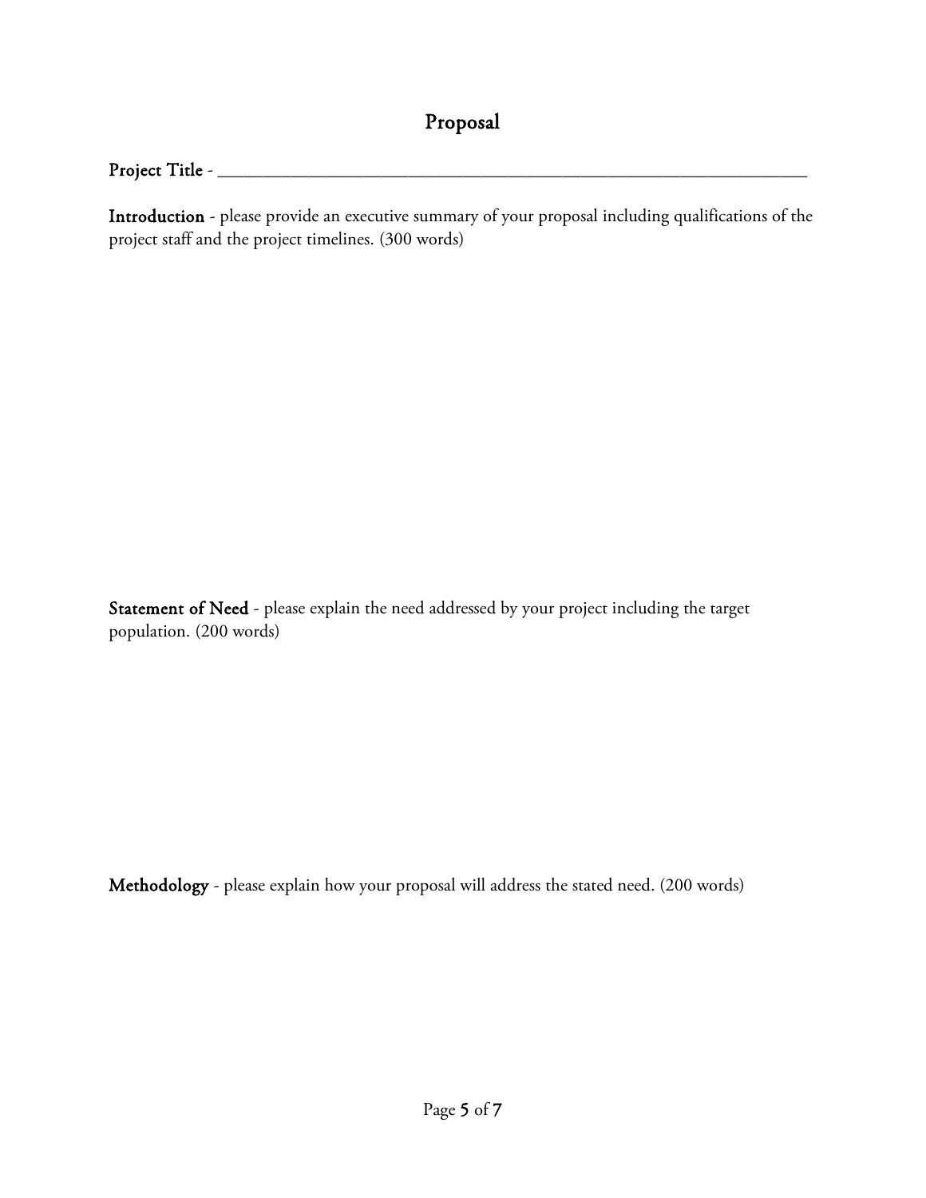# Proposal

**Project Title** - ____________________________________________________________

**Introduction** - please provide an executive summary of your proposal including qualifications of the project staff and the project timelines. (300 words)

**Statement of Need** - please explain the need addressed by your project including the target population. (200 words)

**Methodology** - please explain how your proposal will address the stated need. (200 words)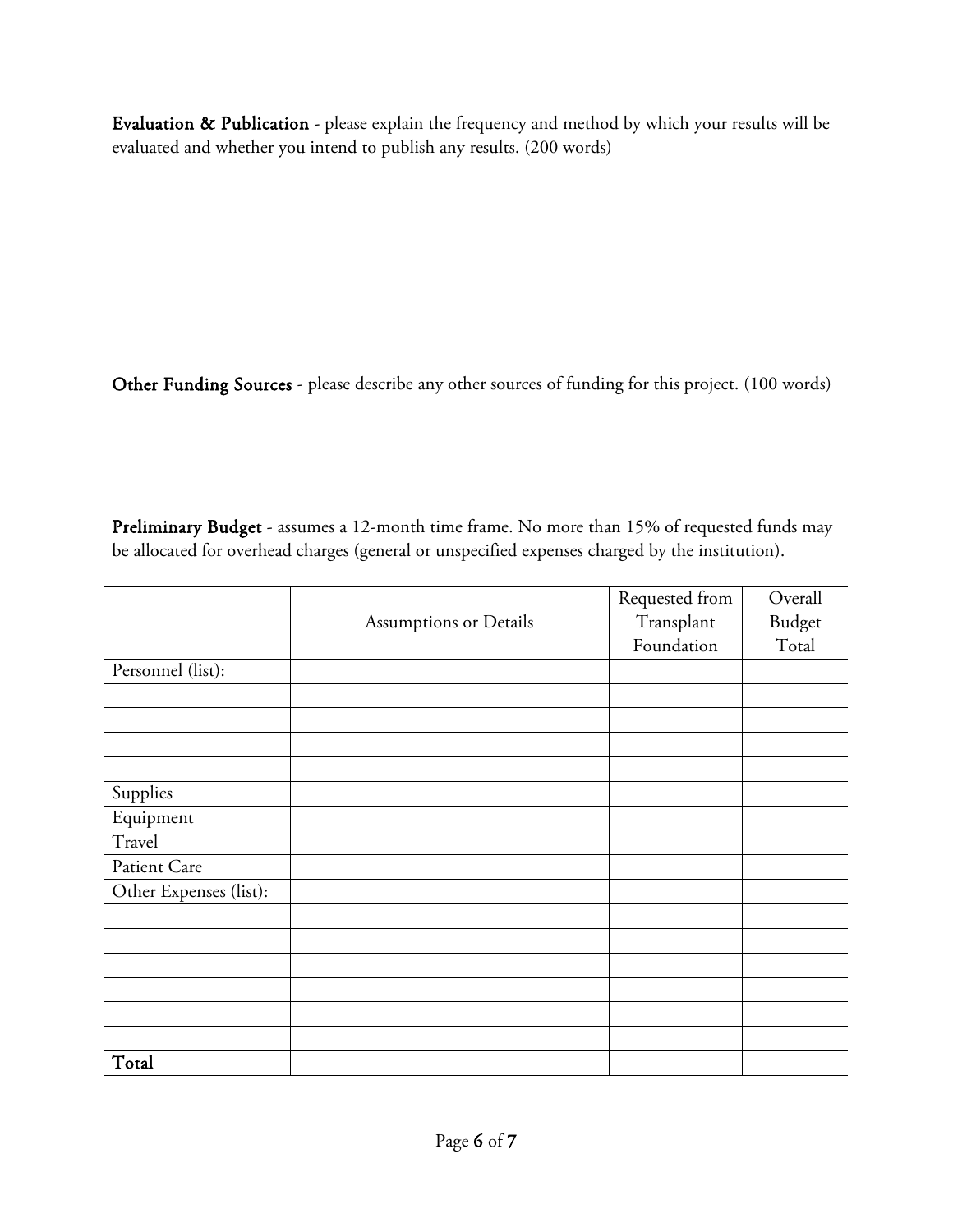**Evaluation & Publication** - please explain the frequency and method by which your results will be evaluated and whether you intend to publish any results. (200 words)

**Other Funding Sources** - please describe any other sources of funding for this project. (100 words)

**Preliminary Budget** - assumes a 12-month time frame. No more than 15% of requested funds may be allocated for overhead charges (general or unspecified expenses charged by the institution).

| | Assumptions or Details | Requested from Transplant Foundation | Overall Budget Total |
|---|---|---|---|
| Personnel (list): | | | |
| | | | |
| | | | |
| | | | |
| | | | |
| Supplies | | | |
| Equipment | | | |
| Travel | | | |
| Patient Care | | | |
| Other Expenses (list): | | | |
| | | | |
| | | | |
| | | | |
| | | | |
| | | | |
| | | | |
| **Total** | | | |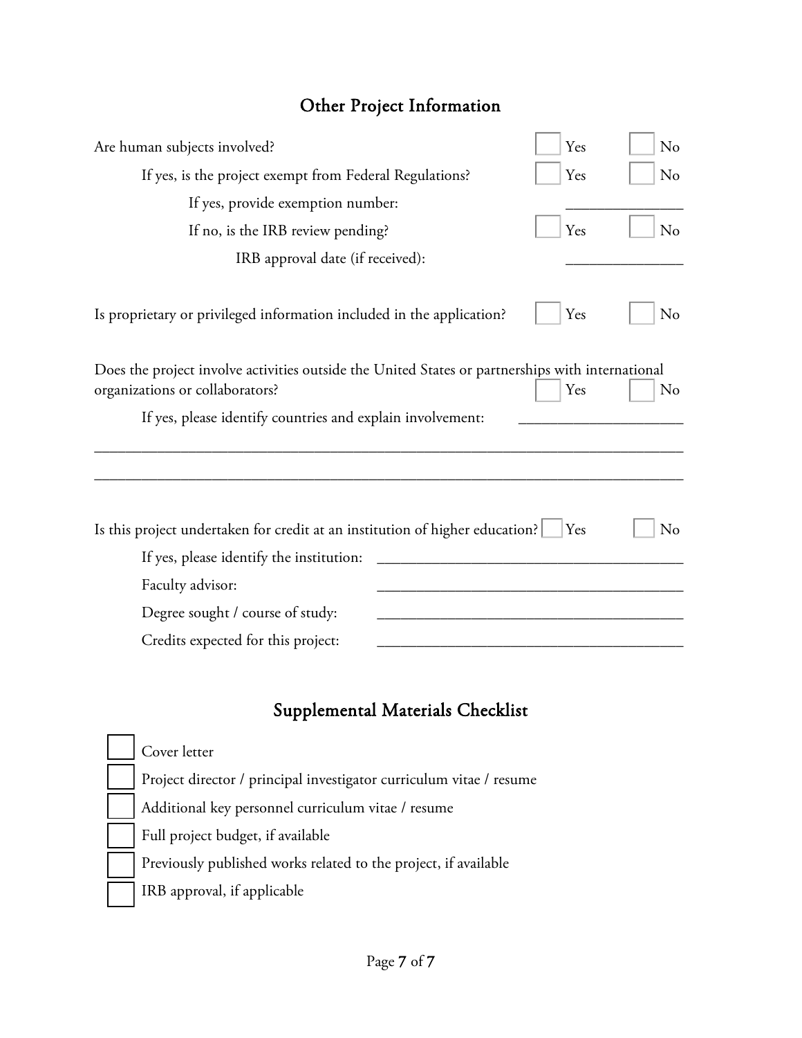## Other Project Information

Are human subjects involved? ☐ Yes ☐ No

If yes, is the project exempt from Federal Regulations? ☐ Yes ☐ No

If yes, provide exemption number: _______________

If no, is the IRB review pending? ☐ Yes ☐ No

IRB approval date (if received): _______________

Is proprietary or privileged information included in the application? ☐ Yes ☐ No

Does the project involve activities outside the United States or partnerships with international organizations or collaborators? ☐ Yes ☐ No

If yes, please identify countries and explain involvement: _____________________

_______________________________________________________________________________

_______________________________________________________________________________

Is this project undertaken for credit at an institution of higher education? ☐ Yes ☐ No

If yes, please identify the institution: ________________________________________

Faculty advisor: ________________________________________

Degree sought / course of study: ________________________________________

Credits expected for this project: ________________________________________

## Supplemental Materials Checklist

- ☐ Cover letter
- ☐ Project director / principal investigator curriculum vitae / resume
- ☐ Additional key personnel curriculum vitae / resume
- ☐ Full project budget, if available
- ☐ Previously published works related to the project, if available
- ☐ IRB approval, if applicable